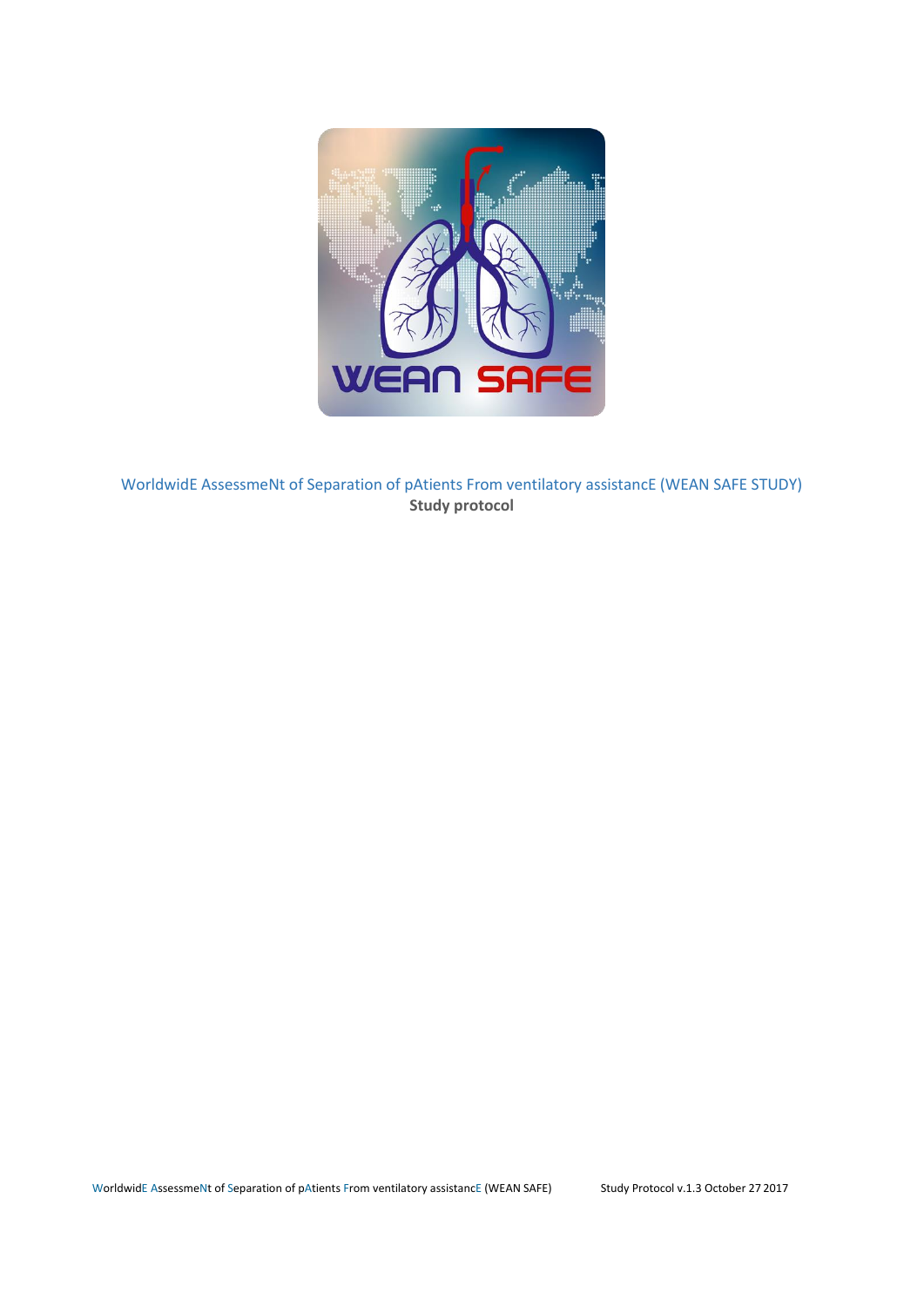WorldwidE AssessmeNt of Separation of pAtients From ventilatory assistancE (WEAN SAFE STUDY)

**Study protocol**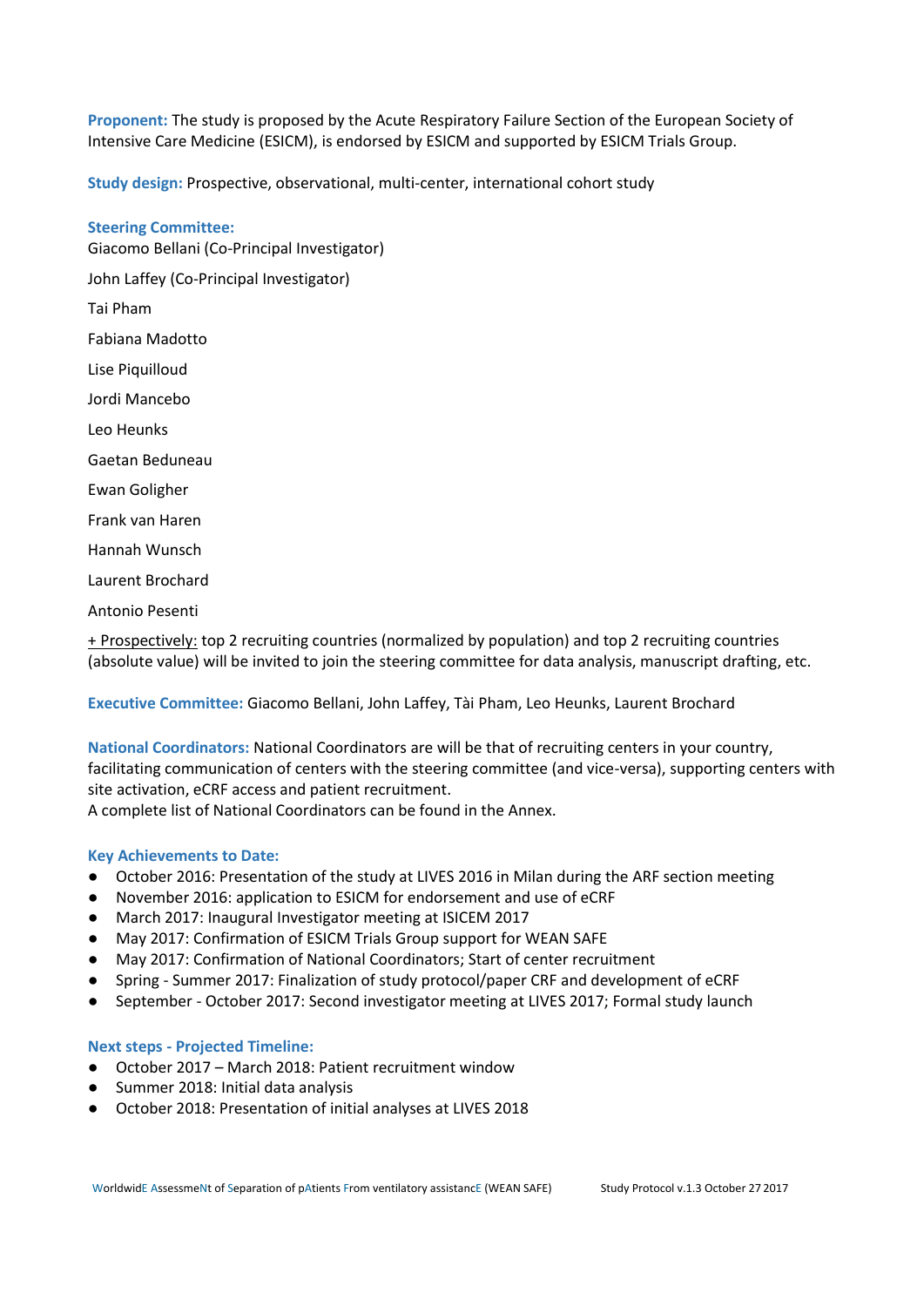**Proponent:** The study is proposed by the Acute Respiratory Failure Section of the European Society of Intensive Care Medicine (ESICM), is endorsed by ESICM and supported by ESICM Trials Group.

**Study design:** Prospective, observational, multi-center, international cohort study

**Steering Committee:**

Giacomo Bellani (Co-Principal Investigator)

John Laffey (Co-Principal Investigator)

Tai Pham

Fabiana Madotto

Lise Piquilloud

Jordi Mancebo

Leo Heunks

Gaetan Beduneau

Ewan Goligher

Frank van Haren

Hannah Wunsch

Laurent Brochard

Antonio Pesenti

+ Prospectively: top 2 recruiting countries (normalized by population) and top 2 recruiting countries (absolute value) will be invited to join the steering committee for data analysis, manuscript drafting, etc.

**Executive Committee:** Giacomo Bellani, John Laffey, Tài Pham, Leo Heunks, Laurent Brochard

**National Coordinators:** National Coordinators are will be that of recruiting centers in your country, facilitating communication of centers with the steering committee (and vice-versa), supporting centers with site activation, eCRF access and patient recruitment.
A complete list of National Coordinators can be found in the Annex.

**Key Achievements to Date:**

- October 2016: Presentation of the study at LIVES 2016 in Milan during the ARF section meeting
- November 2016: application to ESICM for endorsement and use of eCRF
- March 2017: Inaugural Investigator meeting at ISICEM 2017
- May 2017: Confirmation of ESICM Trials Group support for WEAN SAFE
- May 2017: Confirmation of National Coordinators; Start of center recruitment
- Spring - Summer 2017: Finalization of study protocol/paper CRF and development of eCRF
- September - October 2017: Second investigator meeting at LIVES 2017; Formal study launch

**Next steps - Projected Timeline:**

- October 2017 – March 2018: Patient recruitment window
- Summer 2018: Initial data analysis
- October 2018: Presentation of initial analyses at LIVES 2018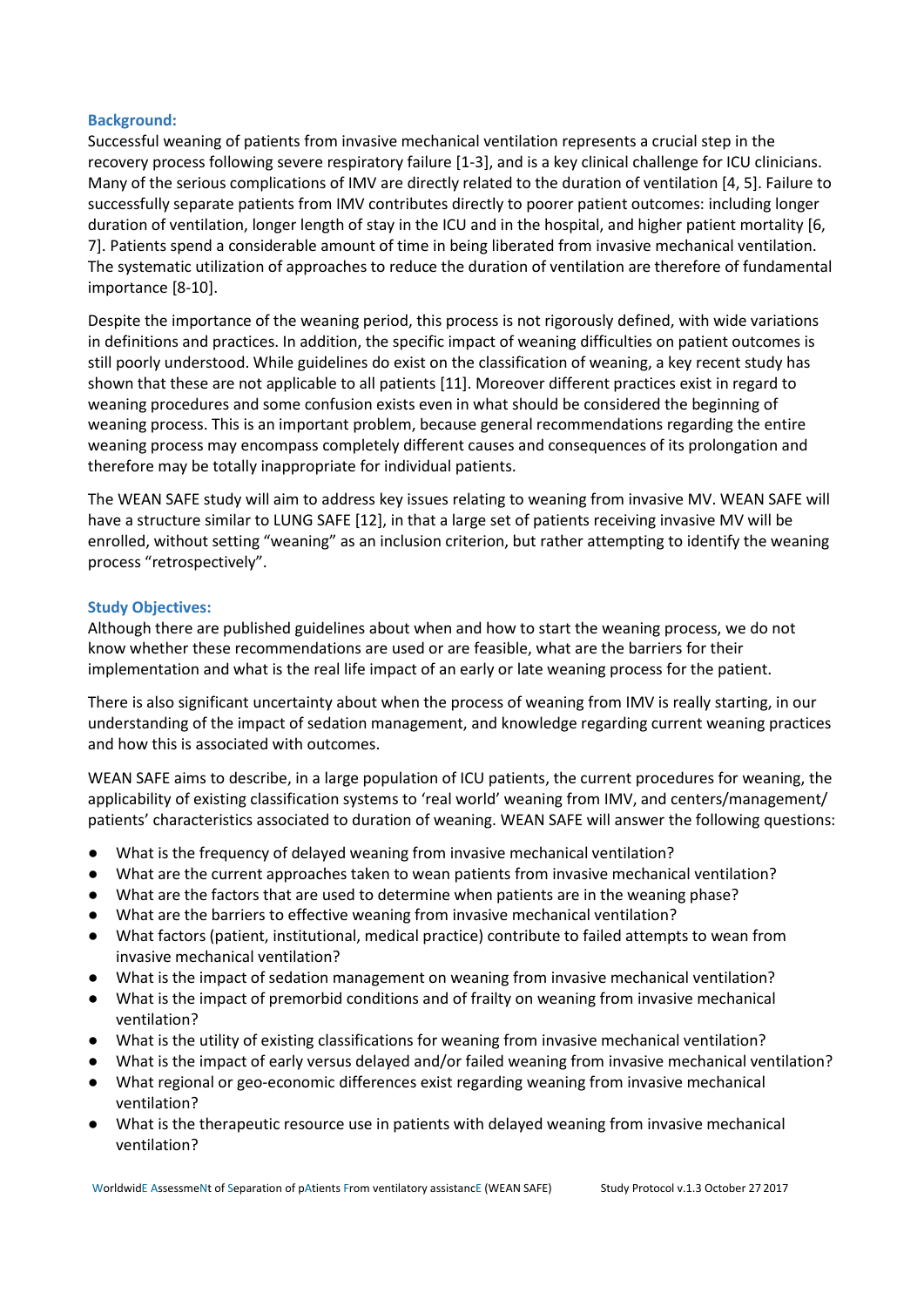### Background:

Successful weaning of patients from invasive mechanical ventilation represents a crucial step in the recovery process following severe respiratory failure [1-3], and is a key clinical challenge for ICU clinicians. Many of the serious complications of IMV are directly related to the duration of ventilation [4, 5]. Failure to successfully separate patients from IMV contributes directly to poorer patient outcomes: including longer duration of ventilation, longer length of stay in the ICU and in the hospital, and higher patient mortality [6, 7]. Patients spend a considerable amount of time in being liberated from invasive mechanical ventilation. The systematic utilization of approaches to reduce the duration of ventilation are therefore of fundamental importance [8-10].

Despite the importance of the weaning period, this process is not rigorously defined, with wide variations in definitions and practices. In addition, the specific impact of weaning difficulties on patient outcomes is still poorly understood. While guidelines do exist on the classification of weaning, a key recent study has shown that these are not applicable to all patients [11]. Moreover different practices exist in regard to weaning procedures and some confusion exists even in what should be considered the beginning of weaning process. This is an important problem, because general recommendations regarding the entire weaning process may encompass completely different causes and consequences of its prolongation and therefore may be totally inappropriate for individual patients.

The WEAN SAFE study will aim to address key issues relating to weaning from invasive MV. WEAN SAFE will have a structure similar to LUNG SAFE [12], in that a large set of patients receiving invasive MV will be enrolled, without setting "weaning" as an inclusion criterion, but rather attempting to identify the weaning process "retrospectively".

### Study Objectives:

Although there are published guidelines about when and how to start the weaning process, we do not know whether these recommendations are used or are feasible, what are the barriers for their implementation and what is the real life impact of an early or late weaning process for the patient.

There is also significant uncertainty about when the process of weaning from IMV is really starting, in our understanding of the impact of sedation management, and knowledge regarding current weaning practices and how this is associated with outcomes.

WEAN SAFE aims to describe, in a large population of ICU patients, the current procedures for weaning, the applicability of existing classification systems to 'real world' weaning from IMV, and centers/management/ patients' characteristics associated to duration of weaning. WEAN SAFE will answer the following questions:

- What is the frequency of delayed weaning from invasive mechanical ventilation?
- What are the current approaches taken to wean patients from invasive mechanical ventilation?
- What are the factors that are used to determine when patients are in the weaning phase?
- What are the barriers to effective weaning from invasive mechanical ventilation?
- What factors (patient, institutional, medical practice) contribute to failed attempts to wean from invasive mechanical ventilation?
- What is the impact of sedation management on weaning from invasive mechanical ventilation?
- What is the impact of premorbid conditions and of frailty on weaning from invasive mechanical ventilation?
- What is the utility of existing classifications for weaning from invasive mechanical ventilation?
- What is the impact of early versus delayed and/or failed weaning from invasive mechanical ventilation?
- What regional or geo-economic differences exist regarding weaning from invasive mechanical ventilation?
- What is the therapeutic resource use in patients with delayed weaning from invasive mechanical ventilation?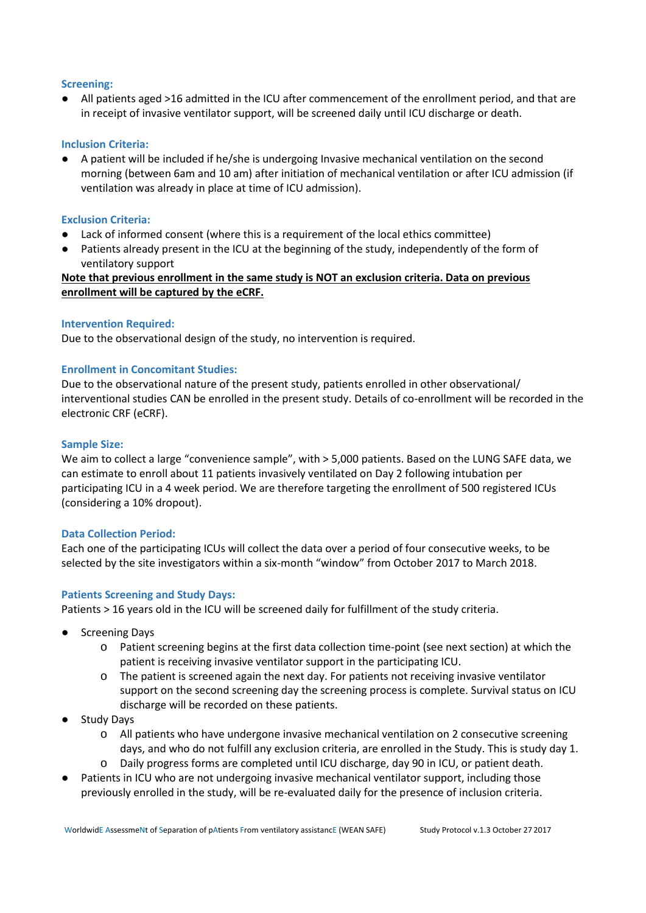### Screening:

- All patients aged >16 admitted in the ICU after commencement of the enrollment period, and that are in receipt of invasive ventilator support, will be screened daily until ICU discharge or death.

### Inclusion Criteria:

- A patient will be included if he/she is undergoing Invasive mechanical ventilation on the second morning (between 6am and 10 am) after initiation of mechanical ventilation or after ICU admission (if ventilation was already in place at time of ICU admission).

### Exclusion Criteria:

- Lack of informed consent (where this is a requirement of the local ethics committee)
- Patients already present in the ICU at the beginning of the study, independently of the form of ventilatory support

**Note that previous enrollment in the same study is NOT an exclusion criteria. Data on previous enrollment will be captured by the eCRF.**

### Intervention Required:

Due to the observational design of the study, no intervention is required.

### Enrollment in Concomitant Studies:

Due to the observational nature of the present study, patients enrolled in other observational/ interventional studies CAN be enrolled in the present study. Details of co-enrollment will be recorded in the electronic CRF (eCRF).

### Sample Size:

We aim to collect a large "convenience sample", with > 5,000 patients. Based on the LUNG SAFE data, we can estimate to enroll about 11 patients invasively ventilated on Day 2 following intubation per participating ICU in a 4 week period. We are therefore targeting the enrollment of 500 registered ICUs (considering a 10% dropout).

### Data Collection Period:

Each one of the participating ICUs will collect the data over a period of four consecutive weeks, to be selected by the site investigators within a six-month "window" from October 2017 to March 2018.

### Patients Screening and Study Days:

Patients > 16 years old in the ICU will be screened daily for fulfillment of the study criteria.

- Screening Days
  - Patient screening begins at the first data collection time-point (see next section) at which the patient is receiving invasive ventilator support in the participating ICU.
  - The patient is screened again the next day. For patients not receiving invasive ventilator support on the second screening day the screening process is complete. Survival status on ICU discharge will be recorded on these patients.
- Study Days
  - All patients who have undergone invasive mechanical ventilation on 2 consecutive screening days, and who do not fulfill any exclusion criteria, are enrolled in the Study. This is study day 1.
  - Daily progress forms are completed until ICU discharge, day 90 in ICU, or patient death.
- Patients in ICU who are not undergoing invasive mechanical ventilator support, including those previously enrolled in the study, will be re-evaluated daily for the presence of inclusion criteria.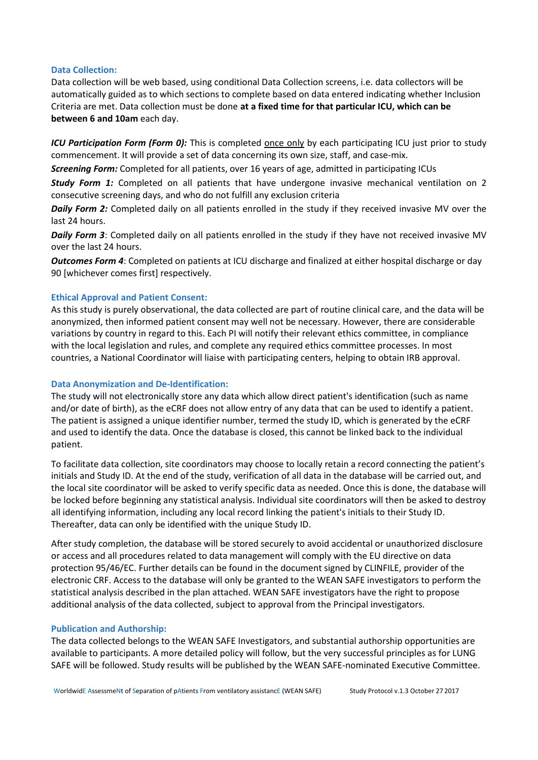### Data Collection:

Data collection will be web based, using conditional Data Collection screens, i.e. data collectors will be automatically guided as to which sections to complete based on data entered indicating whether Inclusion Criteria are met. Data collection must be done **at a fixed time for that particular ICU, which can be between 6 and 10am** each day.

***ICU Participation Form (Form 0):*** This is completed once only by each participating ICU just prior to study commencement. It will provide a set of data concerning its own size, staff, and case-mix.

***Screening Form:*** Completed for all patients, over 16 years of age, admitted in participating ICUs

***Study Form 1:*** Completed on all patients that have undergone invasive mechanical ventilation on 2 consecutive screening days, and who do not fulfill any exclusion criteria

***Daily Form 2:*** Completed daily on all patients enrolled in the study if they received invasive MV over the last 24 hours.

***Daily Form 3***: Completed daily on all patients enrolled in the study if they have not received invasive MV over the last 24 hours.

***Outcomes Form 4***: Completed on patients at ICU discharge and finalized at either hospital discharge or day 90 [whichever comes first] respectively.

### Ethical Approval and Patient Consent:

As this study is purely observational, the data collected are part of routine clinical care, and the data will be anonymized, then informed patient consent may well not be necessary. However, there are considerable variations by country in regard to this. Each PI will notify their relevant ethics committee, in compliance with the local legislation and rules, and complete any required ethics committee processes. In most countries, a National Coordinator will liaise with participating centers, helping to obtain IRB approval.

### Data Anonymization and De-Identification:

The study will not electronically store any data which allow direct patient's identification (such as name and/or date of birth), as the eCRF does not allow entry of any data that can be used to identify a patient. The patient is assigned a unique identifier number, termed the study ID, which is generated by the eCRF and used to identify the data. Once the database is closed, this cannot be linked back to the individual patient.

To facilitate data collection, site coordinators may choose to locally retain a record connecting the patient's initials and Study ID. At the end of the study, verification of all data in the database will be carried out, and the local site coordinator will be asked to verify specific data as needed. Once this is done, the database will be locked before beginning any statistical analysis. Individual site coordinators will then be asked to destroy all identifying information, including any local record linking the patient's initials to their Study ID. Thereafter, data can only be identified with the unique Study ID.

After study completion, the database will be stored securely to avoid accidental or unauthorized disclosure or access and all procedures related to data management will comply with the EU directive on data protection 95/46/EC. Further details can be found in the document signed by CLINFILE, provider of the electronic CRF. Access to the database will only be granted to the WEAN SAFE investigators to perform the statistical analysis described in the plan attached. WEAN SAFE investigators have the right to propose additional analysis of the data collected, subject to approval from the Principal investigators.

### Publication and Authorship:

The data collected belongs to the WEAN SAFE Investigators, and substantial authorship opportunities are available to participants. A more detailed policy will follow, but the very successful principles as for LUNG SAFE will be followed. Study results will be published by the WEAN SAFE-nominated Executive Committee.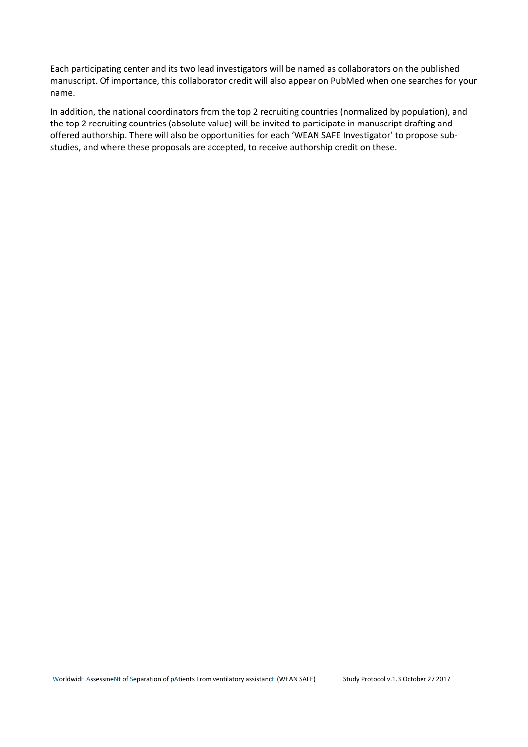Each participating center and its two lead investigators will be named as collaborators on the published manuscript. Of importance, this collaborator credit will also appear on PubMed when one searches for your name.

In addition, the national coordinators from the top 2 recruiting countries (normalized by population), and the top 2 recruiting countries (absolute value) will be invited to participate in manuscript drafting and offered authorship. There will also be opportunities for each 'WEAN SAFE Investigator' to propose sub-studies, and where these proposals are accepted, to receive authorship credit on these.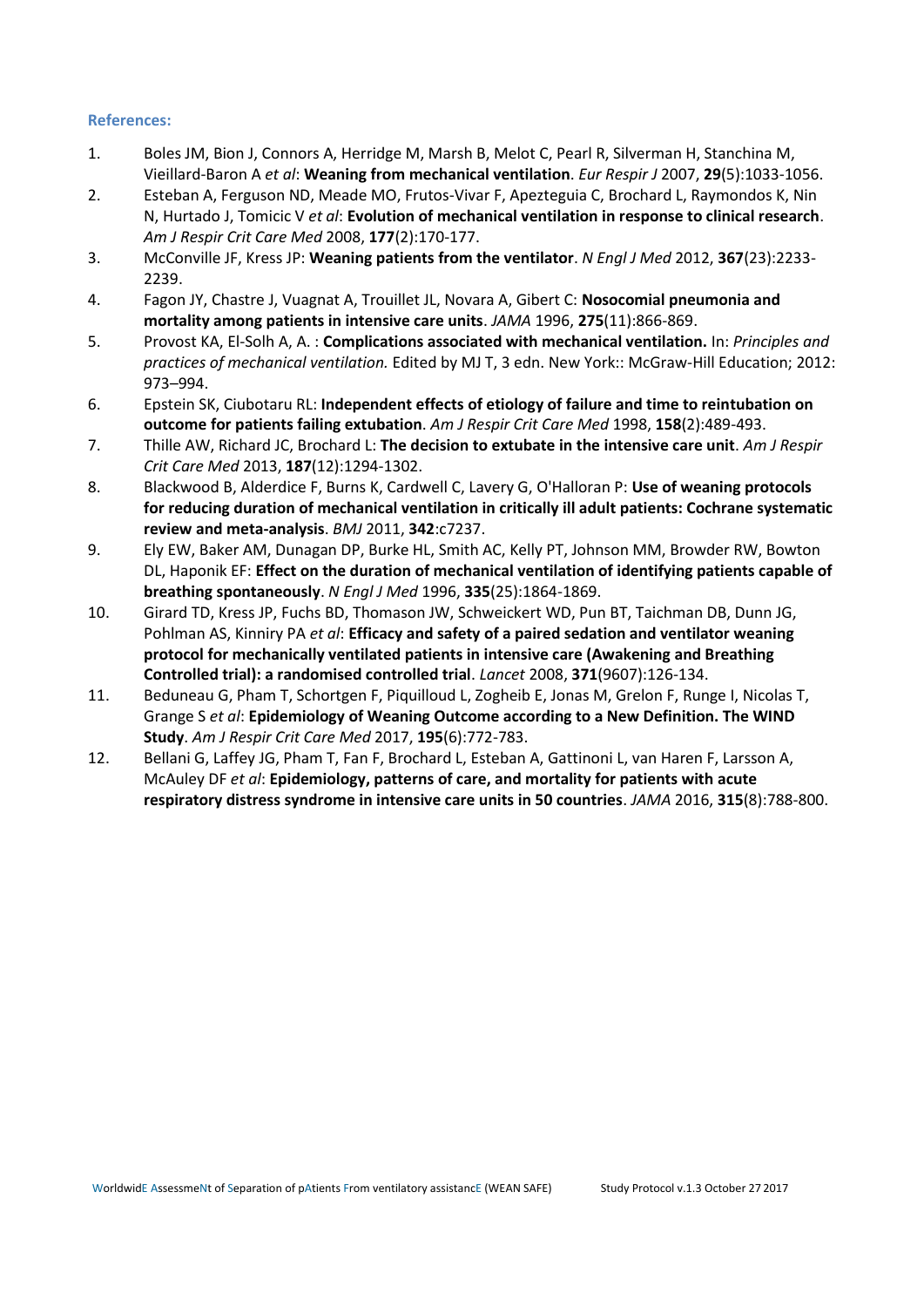### References:

1. Boles JM, Bion J, Connors A, Herridge M, Marsh B, Melot C, Pearl R, Silverman H, Stanchina M, Vieillard-Baron A *et al*: **Weaning from mechanical ventilation**. *Eur Respir J* 2007, **29**(5):1033-1056.
2. Esteban A, Ferguson ND, Meade MO, Frutos-Vivar F, Apezteguia C, Brochard L, Raymondos K, Nin N, Hurtado J, Tomicic V *et al*: **Evolution of mechanical ventilation in response to clinical research**. *Am J Respir Crit Care Med* 2008, **177**(2):170-177.
3. McConville JF, Kress JP: **Weaning patients from the ventilator**. *N Engl J Med* 2012, **367**(23):2233-2239.
4. Fagon JY, Chastre J, Vuagnat A, Trouillet JL, Novara A, Gibert C: **Nosocomial pneumonia and mortality among patients in intensive care units**. *JAMA* 1996, **275**(11):866-869.
5. Provost KA, El-Solh A, A. : **Complications associated with mechanical ventilation.** In: *Principles and practices of mechanical ventilation.* Edited by MJ T, 3 edn. New York:: McGraw-Hill Education; 2012: 973–994.
6. Epstein SK, Ciubotaru RL: **Independent effects of etiology of failure and time to reintubation on outcome for patients failing extubation**. *Am J Respir Crit Care Med* 1998, **158**(2):489-493.
7. Thille AW, Richard JC, Brochard L: **The decision to extubate in the intensive care unit**. *Am J Respir Crit Care Med* 2013, **187**(12):1294-1302.
8. Blackwood B, Alderdice F, Burns K, Cardwell C, Lavery G, O'Halloran P: **Use of weaning protocols for reducing duration of mechanical ventilation in critically ill adult patients: Cochrane systematic review and meta-analysis**. *BMJ* 2011, **342**:c7237.
9. Ely EW, Baker AM, Dunagan DP, Burke HL, Smith AC, Kelly PT, Johnson MM, Browder RW, Bowton DL, Haponik EF: **Effect on the duration of mechanical ventilation of identifying patients capable of breathing spontaneously**. *N Engl J Med* 1996, **335**(25):1864-1869.
10. Girard TD, Kress JP, Fuchs BD, Thomason JW, Schweickert WD, Pun BT, Taichman DB, Dunn JG, Pohlman AS, Kinniry PA *et al*: **Efficacy and safety of a paired sedation and ventilator weaning protocol for mechanically ventilated patients in intensive care (Awakening and Breathing Controlled trial): a randomised controlled trial**. *Lancet* 2008, **371**(9607):126-134.
11. Beduneau G, Pham T, Schortgen F, Piquilloud L, Zogheib E, Jonas M, Grelon F, Runge I, Nicolas T, Grange S *et al*: **Epidemiology of Weaning Outcome according to a New Definition. The WIND Study**. *Am J Respir Crit Care Med* 2017, **195**(6):772-783.
12. Bellani G, Laffey JG, Pham T, Fan F, Brochard L, Esteban A, Gattinoni L, van Haren F, Larsson A, McAuley DF *et al*: **Epidemiology, patterns of care, and mortality for patients with acute respiratory distress syndrome in intensive care units in 50 countries**. *JAMA* 2016, **315**(8):788-800.